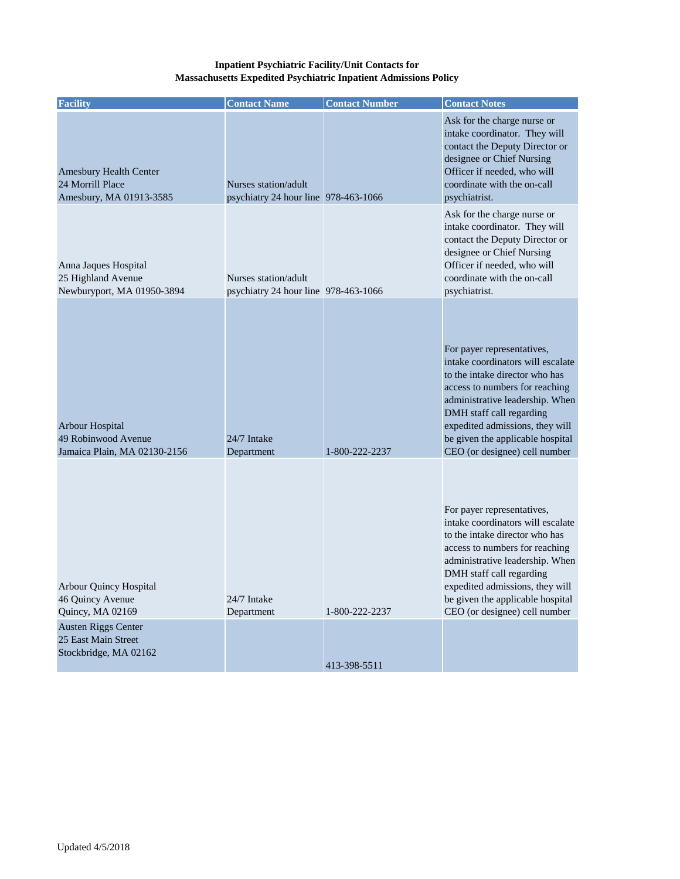**Inpatient Psychiatric Facility/Unit Contacts for**
**Massachusetts Expedited Psychiatric Inpatient Admissions Policy**

| Facility | Contact Name | Contact Number | Contact Notes |
|---|---|---|---|
| Amesbury Health Center<br>24 Morrill Place<br>Amesbury, MA 01913-3585 | Nurses station/adult psychiatry 24 hour line | 978-463-1066 | Ask for the charge nurse or intake coordinator. They will contact the Deputy Director or designee or Chief Nursing Officer if needed, who will coordinate with the on-call psychiatrist. |
| Anna Jaques Hospital<br>25 Highland Avenue<br>Newburyport, MA 01950-3894 | Nurses station/adult psychiatry 24 hour line | 978-463-1066 | Ask for the charge nurse or intake coordinator. They will contact the Deputy Director or designee or Chief Nursing Officer if needed, who will coordinate with the on-call psychiatrist. |
| Arbour Hospital<br>49 Robinwood Avenue<br>Jamaica Plain, MA 02130-2156 | 24/7 Intake Department | 1-800-222-2237 | For payer representatives, intake coordinators will escalate to the intake director who has access to numbers for reaching administrative leadership. When DMH staff call regarding expedited admissions, they will be given the applicable hospital CEO (or designee) cell number |
| Arbour Quincy Hospital<br>46 Quincy Avenue<br>Quincy, MA 02169 | 24/7 Intake Department | 1-800-222-2237 | For payer representatives, intake coordinators will escalate to the intake director who has access to numbers for reaching administrative leadership. When DMH staff call regarding expedited admissions, they will be given the applicable hospital CEO (or designee) cell number |
| Austen Riggs Center<br>25 East Main Street<br>Stockbridge, MA 02162 | | 413-398-5511 | |

Updated 4/5/2018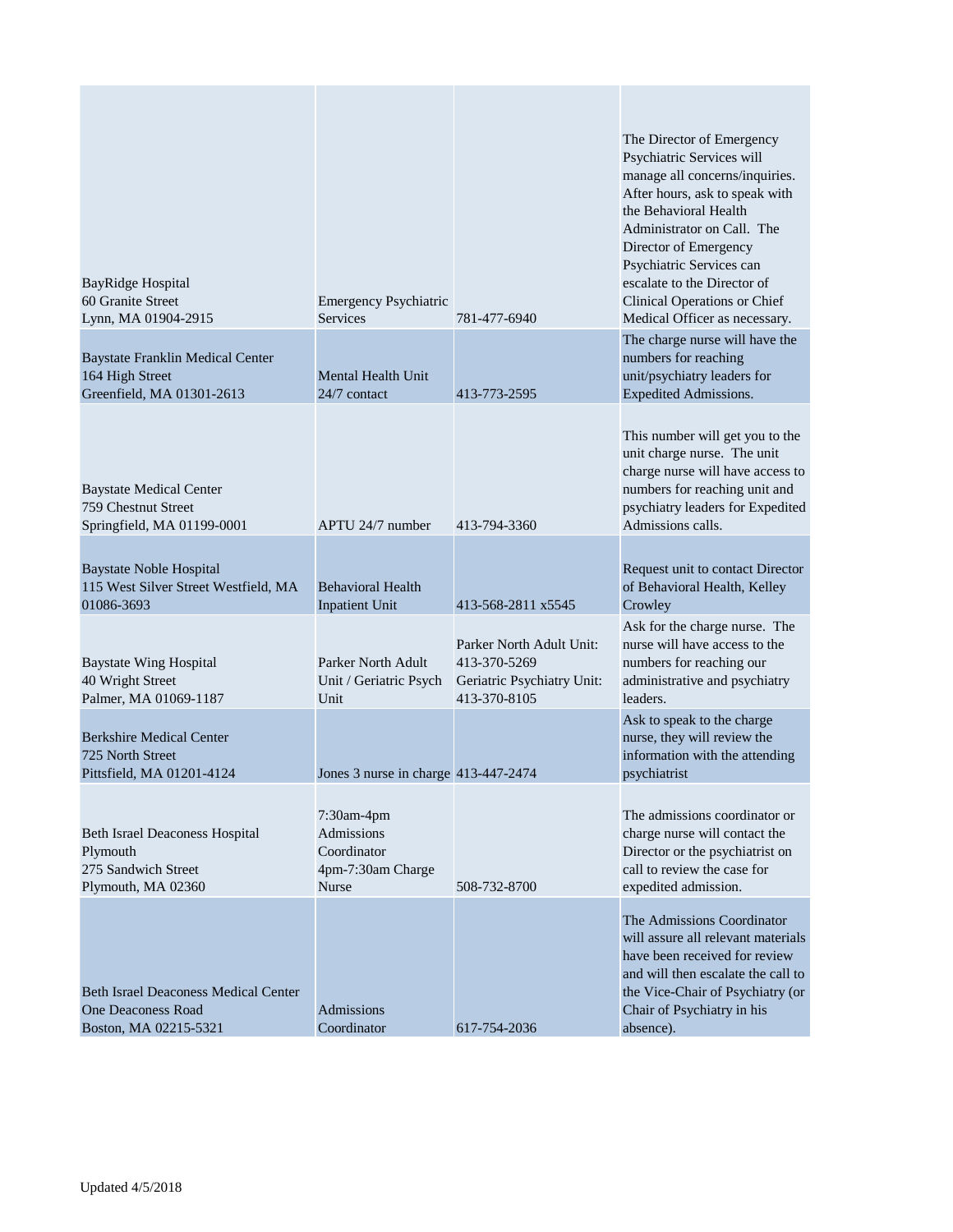| | | | |
|---|---|---|---|
| BayRidge Hospital<br>60 Granite Street<br>Lynn, MA 01904-2915 | Emergency Psychiatric Services | 781-477-6940 | The Director of Emergency Psychiatric Services will manage all concerns/inquiries. After hours, ask to speak with the Behavioral Health Administrator on Call. The Director of Emergency Psychiatric Services can escalate to the Director of Clinical Operations or Chief Medical Officer as necessary. |
| Baystate Franklin Medical Center<br>164 High Street<br>Greenfield, MA 01301-2613 | Mental Health Unit 24/7 contact | 413-773-2595 | The charge nurse will have the numbers for reaching unit/psychiatry leaders for Expedited Admissions. |
| Baystate Medical Center<br>759 Chestnut Street<br>Springfield, MA 01199-0001 | APTU 24/7 number | 413-794-3360 | This number will get you to the unit charge nurse. The unit charge nurse will have access to numbers for reaching unit and psychiatry leaders for Expedited Admissions calls. |
| Baystate Noble Hospital<br>115 West Silver Street Westfield, MA 01086-3693 | Behavioral Health Inpatient Unit | 413-568-2811 x5545 | Request unit to contact Director of Behavioral Health, Kelley Crowley |
| Baystate Wing Hospital<br>40 Wright Street<br>Palmer, MA 01069-1187 | Parker North Adult Unit / Geriatric Psych Unit | Parker North Adult Unit: 413-370-5269<br>Geriatric Psychiatry Unit: 413-370-8105 | Ask for the charge nurse. The nurse will have access to the numbers for reaching our administrative and psychiatry leaders. |
| Berkshire Medical Center<br>725 North Street<br>Pittsfield, MA 01201-4124 | Jones 3 nurse in charge | 413-447-2474 | Ask to speak to the charge nurse, they will review the information with the attending psychiatrist |
| Beth Israel Deaconess Hospital Plymouth<br>275 Sandwich Street<br>Plymouth, MA 02360 | 7:30am-4pm Admissions Coordinator<br>4pm-7:30am Charge Nurse | 508-732-8700 | The admissions coordinator or charge nurse will contact the Director or the psychiatrist on call to review the case for expedited admission. |
| Beth Israel Deaconess Medical Center<br>One Deaconess Road<br>Boston, MA 02215-5321 | Admissions Coordinator | 617-754-2036 | The Admissions Coordinator will assure all relevant materials have been received for review and will then escalate the call to the Vice-Chair of Psychiatry (or Chair of Psychiatry in his absence). |

Updated 4/5/2018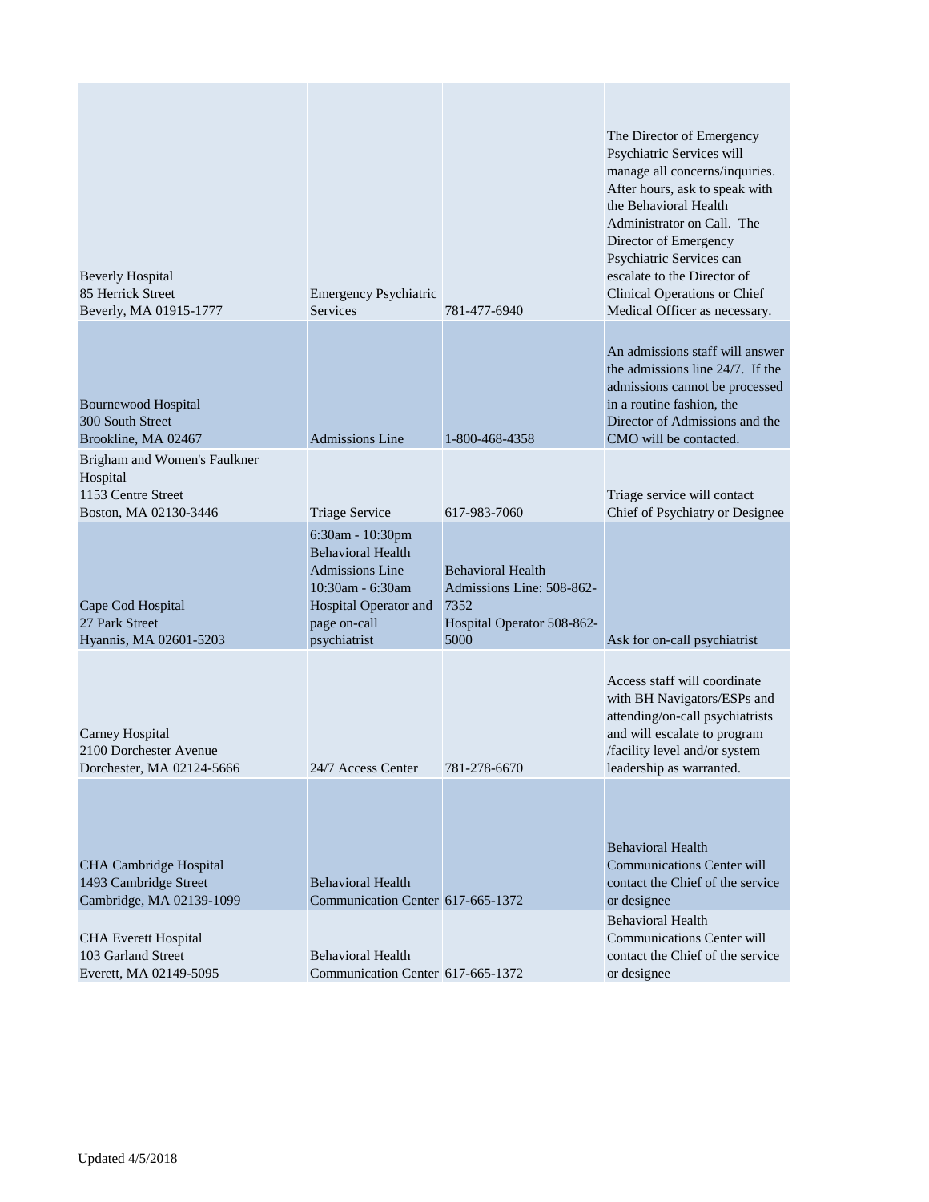| | | | |
|---|---|---|---|
| Beverly Hospital<br>85 Herrick Street<br>Beverly, MA 01915-1777 | Emergency Psychiatric Services | 781-477-6940 | The Director of Emergency Psychiatric Services will manage all concerns/inquiries. After hours, ask to speak with the Behavioral Health Administrator on Call. The Director of Emergency Psychiatric Services can escalate to the Director of Clinical Operations or Chief Medical Officer as necessary. |
| Bournewood Hospital<br>300 South Street<br>Brookline, MA 02467 | Admissions Line | 1-800-468-4358 | An admissions staff will answer the admissions line 24/7. If the admissions cannot be processed in a routine fashion, the Director of Admissions and the CMO will be contacted. |
| Brigham and Women's Faulkner Hospital<br>1153 Centre Street<br>Boston, MA 02130-3446 | Triage Service | 617-983-7060 | Triage service will contact Chief of Psychiatry or Designee |
| Cape Cod Hospital<br>27 Park Street<br>Hyannis, MA 02601-5203 | 6:30am - 10:30pm Behavioral Health Admissions Line<br>10:30am - 6:30am Hospital Operator and page on-call psychiatrist | Behavioral Health Admissions Line: 508-862-7352<br>Hospital Operator 508-862-5000 | Ask for on-call psychiatrist |
| Carney Hospital<br>2100 Dorchester Avenue<br>Dorchester, MA 02124-5666 | 24/7 Access Center | 781-278-6670 | Access staff will coordinate with BH Navigators/ESPs and attending/on-call psychiatrists and will escalate to program /facility level and/or system leadership as warranted. |
| CHA Cambridge Hospital<br>1493 Cambridge Street<br>Cambridge, MA 02139-1099 | Behavioral Health Communication Center | 617-665-1372 | Behavioral Health Communications Center will contact the Chief of the service or designee |
| CHA Everett Hospital<br>103 Garland Street<br>Everett, MA 02149-5095 | Behavioral Health Communication Center | 617-665-1372 | Behavioral Health Communications Center will contact the Chief of the service or designee |

Updated 4/5/2018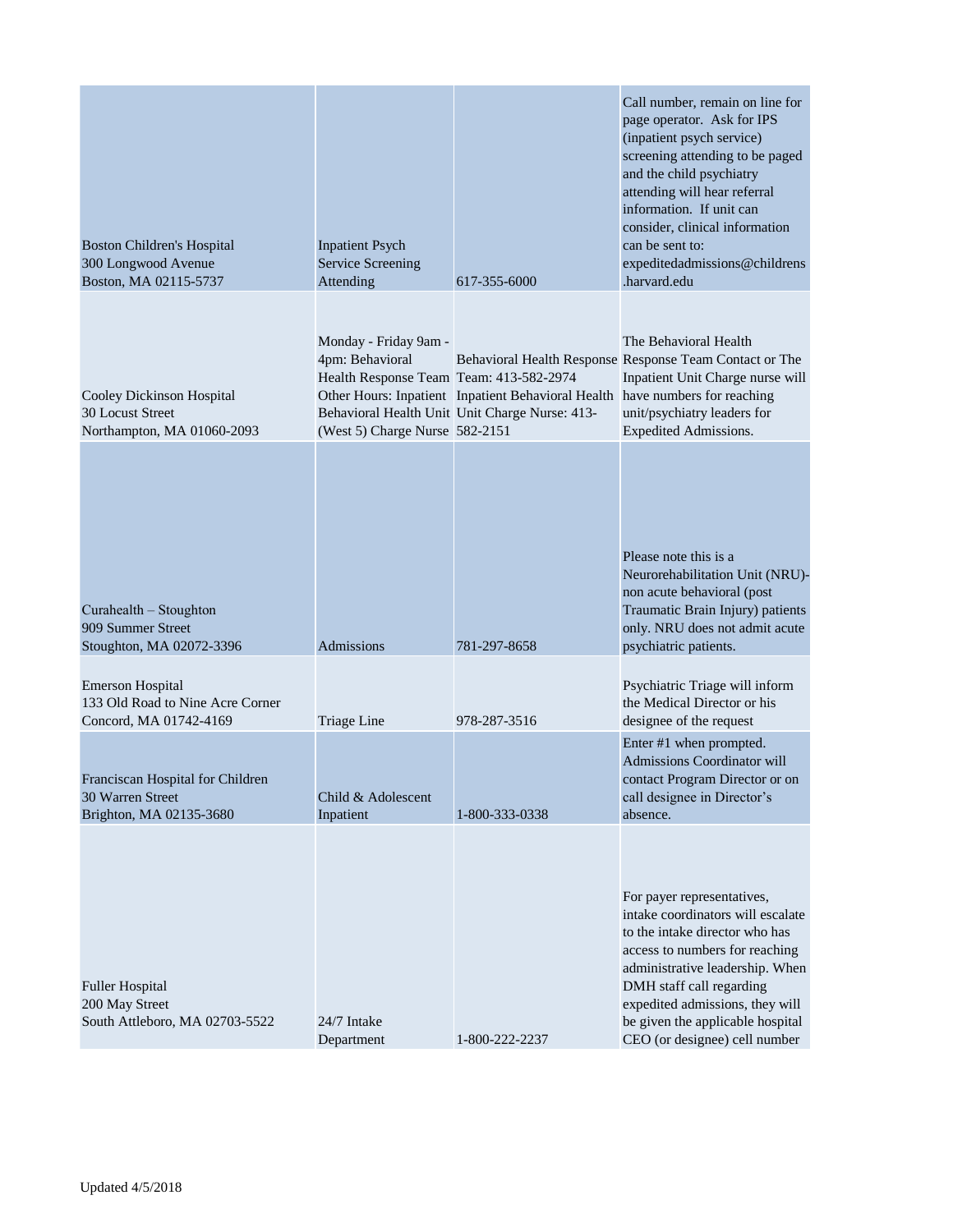| | | | |
|---|---|---|---|
| Boston Children's Hospital<br>300 Longwood Avenue<br>Boston, MA 02115-5737 | Inpatient Psych Service Screening Attending | 617-355-6000 | Call number, remain on line for page operator. Ask for IPS (inpatient psych service) screening attending to be paged and the child psychiatry attending will hear referral information. If unit can consider, clinical information can be sent to: expeditedadmissions@childrens.harvard.edu |
| Cooley Dickinson Hospital<br>30 Locust Street<br>Northampton, MA 01060-2093 | Monday - Friday 9am - 4pm: Behavioral Health Response Team Other Hours: Inpatient Behavioral Health Unit (West 5) Charge Nurse | Behavioral Health Response Team: 413-582-2974 Inpatient Behavioral Health Unit Charge Nurse: 413-582-2151 | The Behavioral Health Response Team Contact or The Inpatient Unit Charge nurse will have numbers for reaching unit/psychiatry leaders for Expedited Admissions. |
| Curahealth – Stoughton<br>909 Summer Street<br>Stoughton, MA 02072-3396 | Admissions | 781-297-8658 | Please note this is a Neurorehabilitation Unit (NRU)-non acute behavioral (post Traumatic Brain Injury) patients only. NRU does not admit acute psychiatric patients. |
| Emerson Hospital<br>133 Old Road to Nine Acre Corner<br>Concord, MA 01742-4169 | Triage Line | 978-287-3516 | Psychiatric Triage will inform the Medical Director or his designee of the request |
| Franciscan Hospital for Children<br>30 Warren Street<br>Brighton, MA 02135-3680 | Child & Adolescent Inpatient | 1-800-333-0338 | Enter #1 when prompted. Admissions Coordinator will contact Program Director or on call designee in Director's absence. |
| Fuller Hospital<br>200 May Street<br>South Attleboro, MA 02703-5522 | 24/7 Intake Department | 1-800-222-2237 | For payer representatives, intake coordinators will escalate to the intake director who has access to numbers for reaching administrative leadership. When DMH staff call regarding expedited admissions, they will be given the applicable hospital CEO (or designee) cell number |

Updated 4/5/2018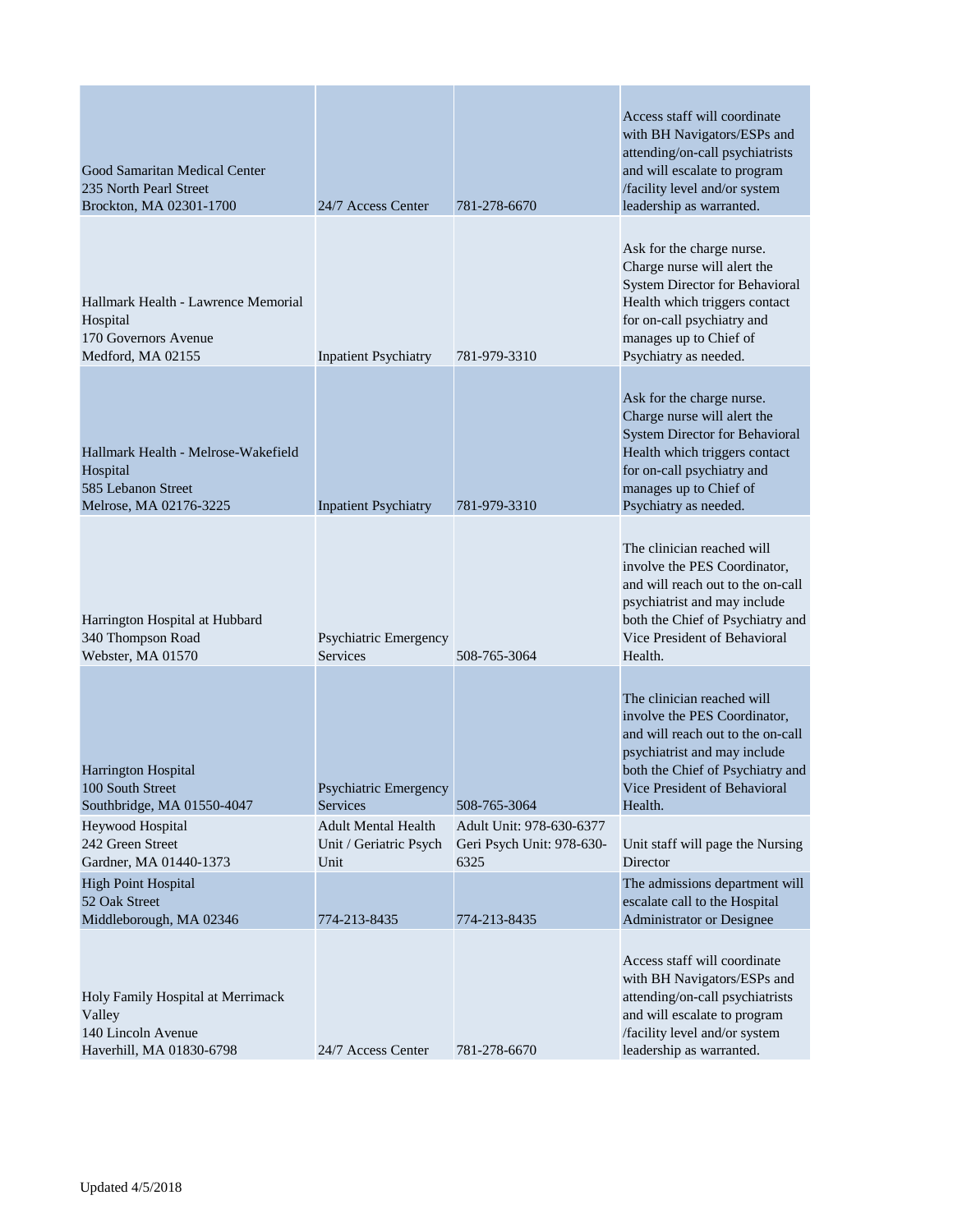| | | | |
|---|---|---|---|
| Good Samaritan Medical Center<br>235 North Pearl Street<br>Brockton, MA 02301-1700 | 24/7 Access Center | 781-278-6670 | Access staff will coordinate with BH Navigators/ESPs and attending/on-call psychiatrists and will escalate to program /facility level and/or system leadership as warranted. |
| Hallmark Health - Lawrence Memorial Hospital<br>170 Governors Avenue<br>Medford, MA 02155 | Inpatient Psychiatry | 781-979-3310 | Ask for the charge nurse. Charge nurse will alert the System Director for Behavioral Health which triggers contact for on-call psychiatry and manages up to Chief of Psychiatry as needed. |
| Hallmark Health - Melrose-Wakefield Hospital<br>585 Lebanon Street<br>Melrose, MA 02176-3225 | Inpatient Psychiatry | 781-979-3310 | Ask for the charge nurse. Charge nurse will alert the System Director for Behavioral Health which triggers contact for on-call psychiatry and manages up to Chief of Psychiatry as needed. |
| Harrington Hospital at Hubbard<br>340 Thompson Road<br>Webster, MA 01570 | Psychiatric Emergency Services | 508-765-3064 | The clinician reached will involve the PES Coordinator, and will reach out to the on-call psychiatrist and may include both the Chief of Psychiatry and Vice President of Behavioral Health. |
| Harrington Hospital<br>100 South Street<br>Southbridge, MA 01550-4047 | Psychiatric Emergency Services | 508-765-3064 | The clinician reached will involve the PES Coordinator, and will reach out to the on-call psychiatrist and may include both the Chief of Psychiatry and Vice President of Behavioral Health. |
| Heywood Hospital<br>242 Green Street<br>Gardner, MA 01440-1373 | Adult Mental Health Unit / Geriatric Psych Unit | Adult Unit: 978-630-6377<br>Geri Psych Unit: 978-630-6325 | Unit staff will page the Nursing Director |
| High Point Hospital<br>52 Oak Street<br>Middleborough, MA 02346 | 774-213-8435 | 774-213-8435 | The admissions department will escalate call to the Hospital Administrator or Designee |
| Holy Family Hospital at Merrimack Valley<br>140 Lincoln Avenue<br>Haverhill, MA 01830-6798 | 24/7 Access Center | 781-278-6670 | Access staff will coordinate with BH Navigators/ESPs and attending/on-call psychiatrists and will escalate to program /facility level and/or system leadership as warranted. |

Updated 4/5/2018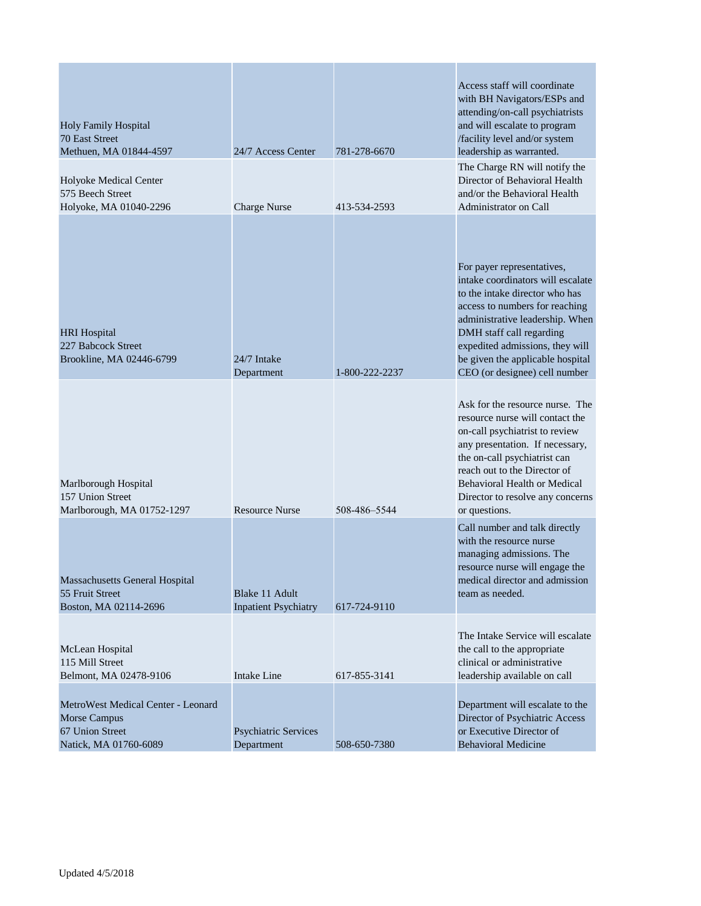| | | | |
|---|---|---|---|
| Holy Family Hospital<br>70 East Street<br>Methuen, MA 01844-4597 | 24/7 Access Center | 781-278-6670 | Access staff will coordinate with BH Navigators/ESPs and attending/on-call psychiatrists and will escalate to program /facility level and/or system leadership as warranted. |
| Holyoke Medical Center<br>575 Beech Street<br>Holyoke, MA 01040-2296 | Charge Nurse | 413-534-2593 | The Charge RN will notify the Director of Behavioral Health and/or the Behavioral Health Administrator on Call |
| HRI Hospital<br>227 Babcock Street<br>Brookline, MA 02446-6799 | 24/7 Intake Department | 1-800-222-2237 | For payer representatives, intake coordinators will escalate to the intake director who has access to numbers for reaching administrative leadership. When DMH staff call regarding expedited admissions, they will be given the applicable hospital CEO (or designee) cell number |
| Marlborough Hospital<br>157 Union Street<br>Marlborough, MA 01752-1297 | Resource Nurse | 508-486–5544 | Ask for the resource nurse. The resource nurse will contact the on-call psychiatrist to review any presentation. If necessary, the on-call psychiatrist can reach out to the Director of Behavioral Health or Medical Director to resolve any concerns or questions. |
| Massachusetts General Hospital<br>55 Fruit Street<br>Boston, MA 02114-2696 | Blake 11 Adult Inpatient Psychiatry | 617-724-9110 | Call number and talk directly with the resource nurse managing admissions. The resource nurse will engage the medical director and admission team as needed. |
| McLean Hospital<br>115 Mill Street<br>Belmont, MA 02478-9106 | Intake Line | 617-855-3141 | The Intake Service will escalate the call to the appropriate clinical or administrative leadership available on call |
| MetroWest Medical Center - Leonard Morse Campus<br>67 Union Street<br>Natick, MA 01760-6089 | Psychiatric Services Department | 508-650-7380 | Department will escalate to the Director of Psychiatric Access or Executive Director of Behavioral Medicine |

Updated 4/5/2018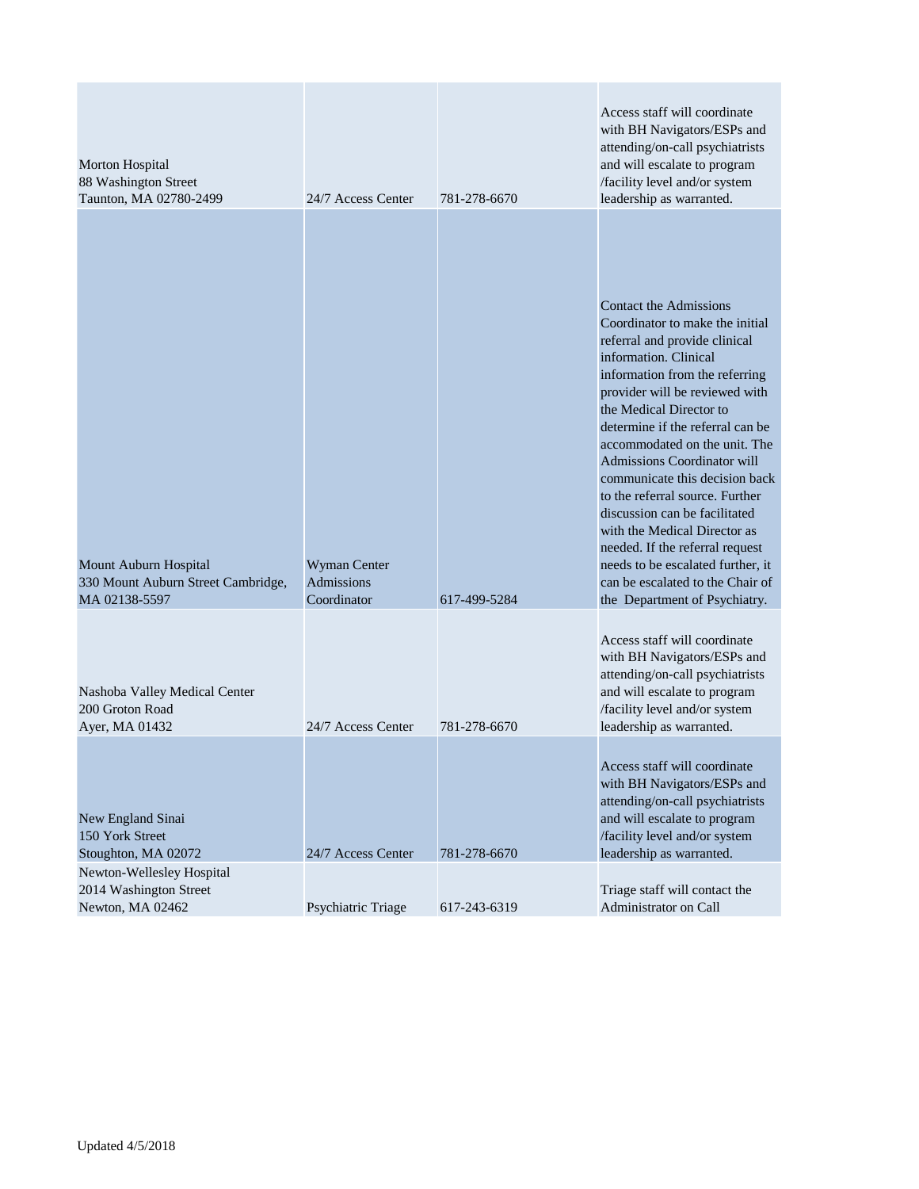| | | | |
|---|---|---|---|
| Morton Hospital<br>88 Washington Street<br>Taunton, MA 02780-2499 | 24/7 Access Center | 781-278-6670 | Access staff will coordinate with BH Navigators/ESPs and attending/on-call psychiatrists and will escalate to program /facility level and/or system leadership as warranted. |
| Mount Auburn Hospital<br>330 Mount Auburn Street Cambridge, MA 02138-5597 | Wyman Center Admissions Coordinator | 617-499-5284 | Contact the Admissions Coordinator to make the initial referral and provide clinical information. Clinical information from the referring provider will be reviewed with the Medical Director to determine if the referral can be accommodated on the unit. The Admissions Coordinator will communicate this decision back to the referral source. Further discussion can be facilitated with the Medical Director as needed. If the referral request needs to be escalated further, it can be escalated to the Chair of the Department of Psychiatry. |
| Nashoba Valley Medical Center<br>200 Groton Road<br>Ayer, MA 01432 | 24/7 Access Center | 781-278-6670 | Access staff will coordinate with BH Navigators/ESPs and attending/on-call psychiatrists and will escalate to program /facility level and/or system leadership as warranted. |
| New England Sinai<br>150 York Street<br>Stoughton, MA 02072 | 24/7 Access Center | 781-278-6670 | Access staff will coordinate with BH Navigators/ESPs and attending/on-call psychiatrists and will escalate to program /facility level and/or system leadership as warranted. |
| Newton-Wellesley Hospital<br>2014 Washington Street<br>Newton, MA 02462 | Psychiatric Triage | 617-243-6319 | Triage staff will contact the Administrator on Call |

Updated 4/5/2018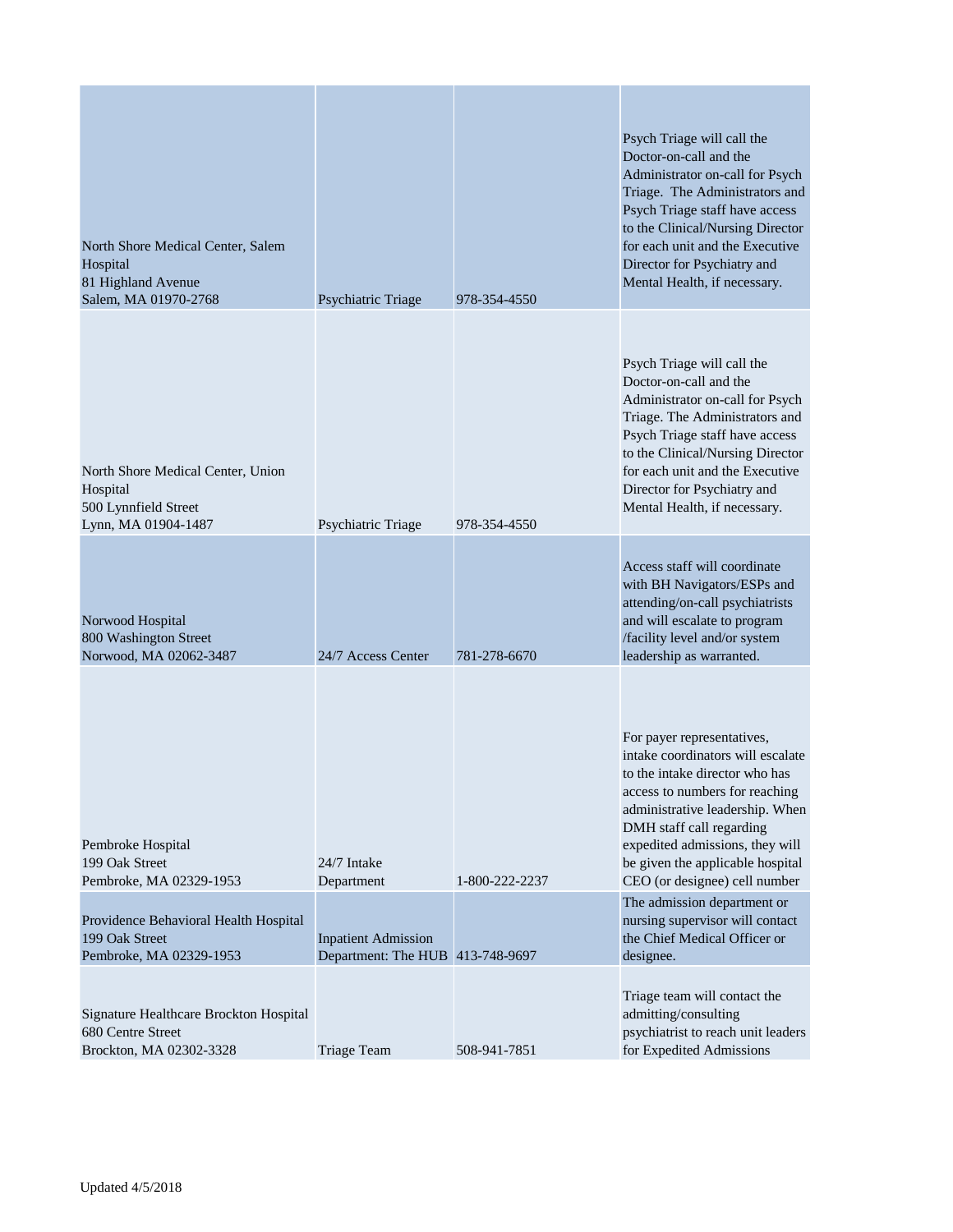| | | | |
|---|---|---|---|
| North Shore Medical Center, Salem Hospital<br>81 Highland Avenue<br>Salem, MA 01970-2768 | Psychiatric Triage | 978-354-4550 | Psych Triage will call the Doctor-on-call and the Administrator on-call for Psych Triage. The Administrators and Psych Triage staff have access to the Clinical/Nursing Director for each unit and the Executive Director for Psychiatry and Mental Health, if necessary. |
| North Shore Medical Center, Union Hospital<br>500 Lynnfield Street<br>Lynn, MA 01904-1487 | Psychiatric Triage | 978-354-4550 | Psych Triage will call the Doctor-on-call and the Administrator on-call for Psych Triage. The Administrators and Psych Triage staff have access to the Clinical/Nursing Director for each unit and the Executive Director for Psychiatry and Mental Health, if necessary. |
| Norwood Hospital<br>800 Washington Street<br>Norwood, MA 02062-3487 | 24/7 Access Center | 781-278-6670 | Access staff will coordinate with BH Navigators/ESPs and attending/on-call psychiatrists and will escalate to program /facility level and/or system leadership as warranted. |
| Pembroke Hospital<br>199 Oak Street<br>Pembroke, MA 02329-1953 | 24/7 Intake Department | 1-800-222-2237 | For payer representatives, intake coordinators will escalate to the intake director who has access to numbers for reaching administrative leadership. When DMH staff call regarding expedited admissions, they will be given the applicable hospital CEO (or designee) cell number |
| Providence Behavioral Health Hospital<br>199 Oak Street<br>Pembroke, MA 02329-1953 | Inpatient Admission Department: The HUB | 413-748-9697 | The admission department or nursing supervisor will contact the Chief Medical Officer or designee. |
| Signature Healthcare Brockton Hospital<br>680 Centre Street<br>Brockton, MA 02302-3328 | Triage Team | 508-941-7851 | Triage team will contact the admitting/consulting psychiatrist to reach unit leaders for Expedited Admissions |

Updated 4/5/2018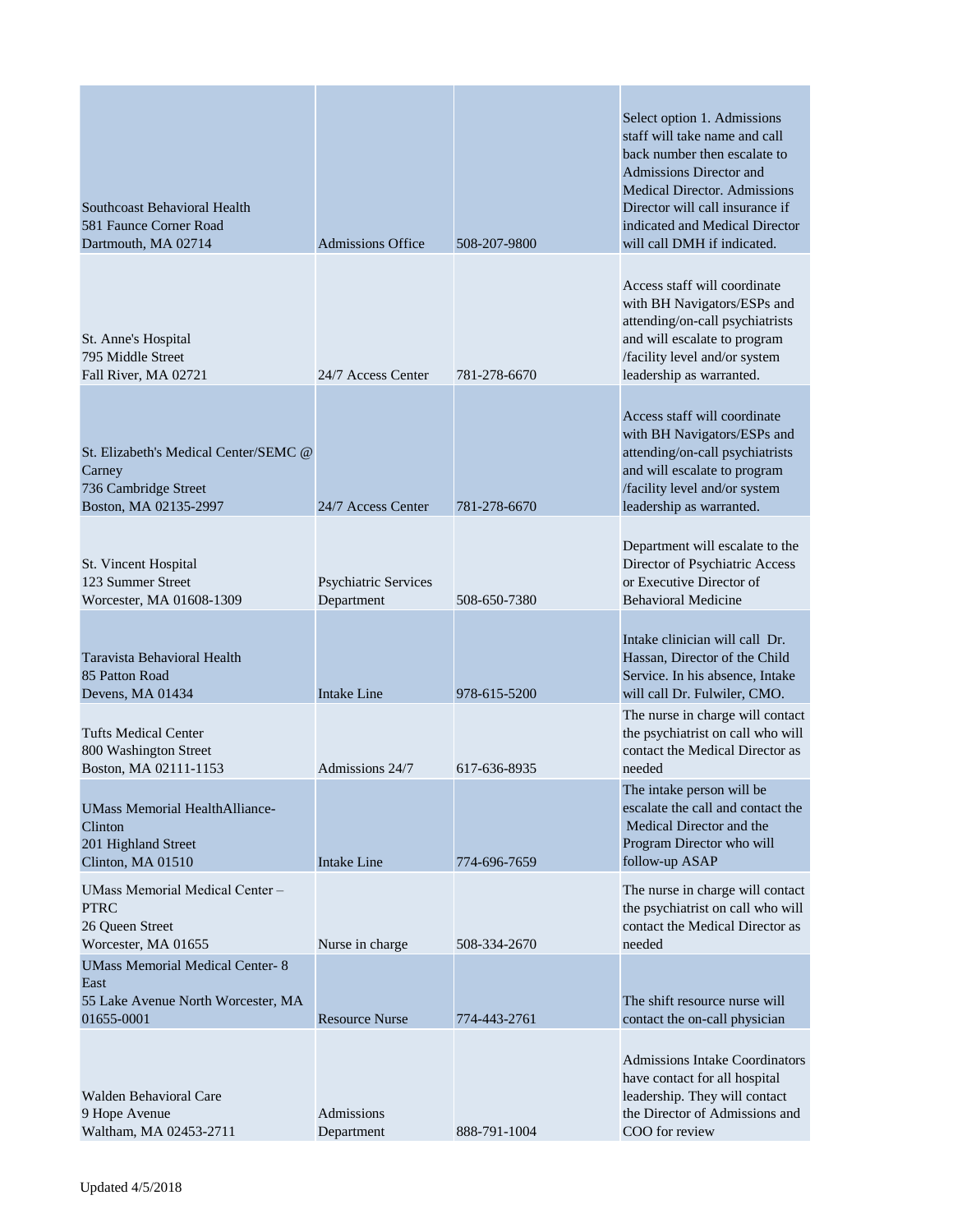| | | | |
|---|---|---|---|
| Southcoast Behavioral Health<br>581 Faunce Corner Road<br>Dartmouth, MA 02714 | Admissions Office | 508-207-9800 | Select option 1. Admissions staff will take name and call back number then escalate to Admissions Director and Medical Director. Admissions Director will call insurance if indicated and Medical Director will call DMH if indicated. |
| St. Anne's Hospital<br>795 Middle Street<br>Fall River, MA 02721 | 24/7 Access Center | 781-278-6670 | Access staff will coordinate with BH Navigators/ESPs and attending/on-call psychiatrists and will escalate to program /facility level and/or system leadership as warranted. |
| St. Elizabeth's Medical Center/SEMC @ Carney<br>736 Cambridge Street<br>Boston, MA 02135-2997 | 24/7 Access Center | 781-278-6670 | Access staff will coordinate with BH Navigators/ESPs and attending/on-call psychiatrists and will escalate to program /facility level and/or system leadership as warranted. |
| St. Vincent Hospital<br>123 Summer Street<br>Worcester, MA 01608-1309 | Psychiatric Services Department | 508-650-7380 | Department will escalate to the Director of Psychiatric Access or Executive Director of Behavioral Medicine |
| Taravista Behavioral Health<br>85 Patton Road<br>Devens, MA 01434 | Intake Line | 978-615-5200 | Intake clinician will call Dr. Hassan, Director of the Child Service. In his absence, Intake will call Dr. Fulwiler, CMO. |
| Tufts Medical Center<br>800 Washington Street<br>Boston, MA 02111-1153 | Admissions 24/7 | 617-636-8935 | The nurse in charge will contact the psychiatrist on call who will contact the Medical Director as needed |
| UMass Memorial HealthAlliance-Clinton<br>201 Highland Street<br>Clinton, MA 01510 | Intake Line | 774-696-7659 | The intake person will be escalate the call and contact the Medical Director and the Program Director who will follow-up ASAP |
| UMass Memorial Medical Center – PTRC<br>26 Queen Street<br>Worcester, MA 01655 | Nurse in charge | 508-334-2670 | The nurse in charge will contact the psychiatrist on call who will contact the Medical Director as needed |
| UMass Memorial Medical Center- 8 East<br>55 Lake Avenue North Worcester, MA 01655-0001 | Resource Nurse | 774-443-2761 | The shift resource nurse will contact the on-call physician |
| Walden Behavioral Care<br>9 Hope Avenue<br>Waltham, MA 02453-2711 | Admissions Department | 888-791-1004 | Admissions Intake Coordinators have contact for all hospital leadership. They will contact the Director of Admissions and COO for review |

Updated 4/5/2018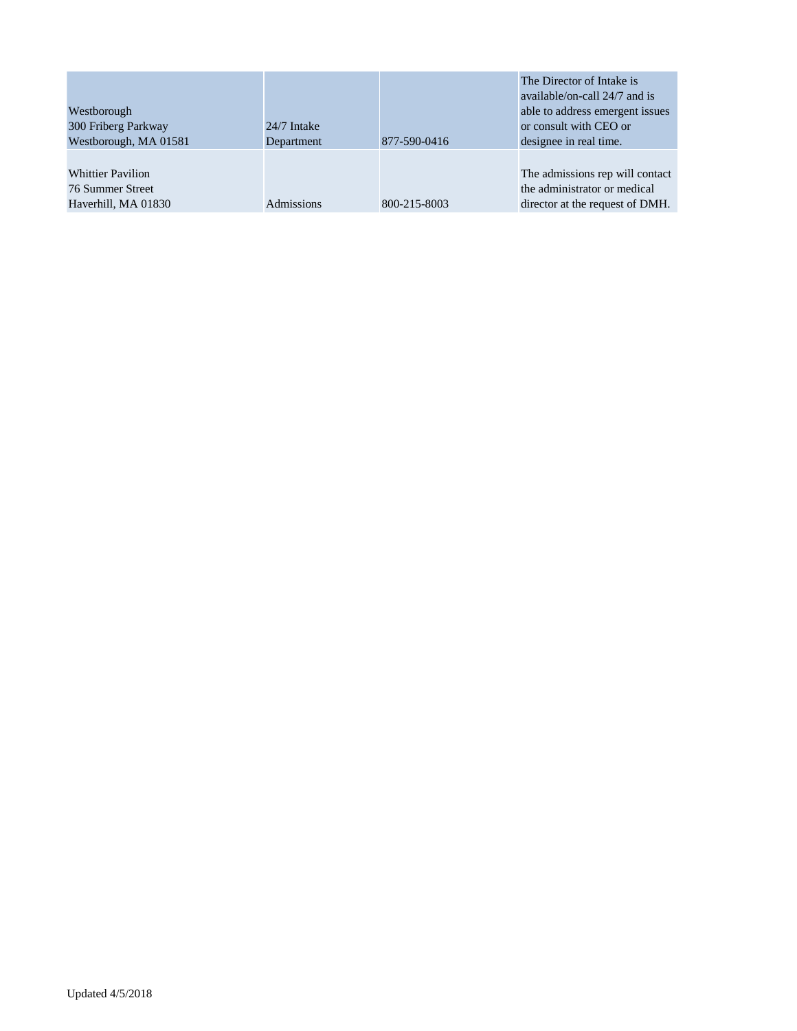| | | | |
|---|---|---|---|
| Westborough<br>300 Friberg Parkway<br>Westborough, MA 01581 | 24/7 Intake Department | 877-590-0416 | The Director of Intake is available/on-call 24/7 and is able to address emergent issues or consult with CEO or designee in real time. |
| Whittier Pavilion<br>76 Summer Street<br>Haverhill, MA 01830 | Admissions | 800-215-8003 | The admissions rep will contact the administrator or medical director at the request of DMH. |

Updated 4/5/2018